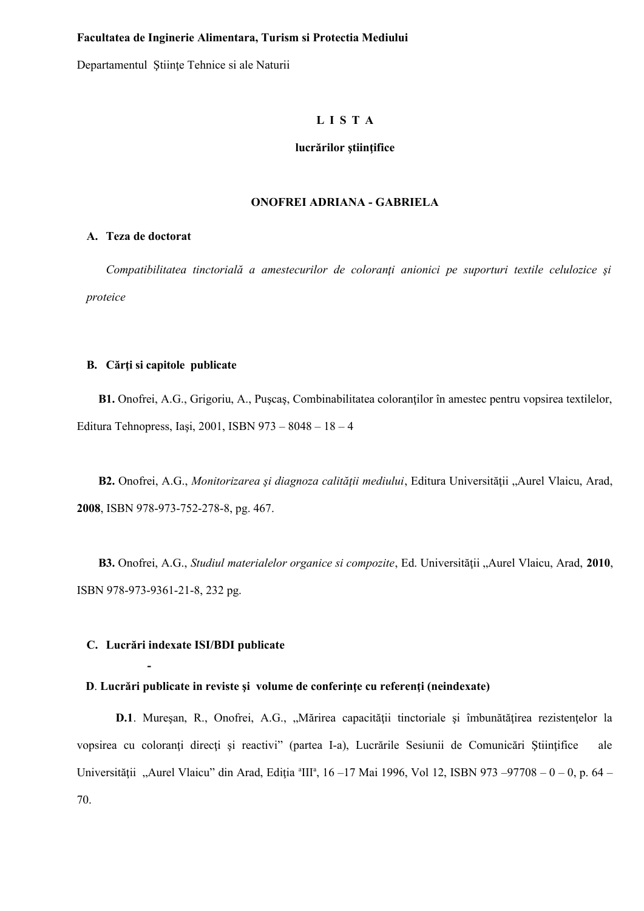**Facultatea de Inginerie Alimentara, Turism si Protectia Mediului**

Departamentul Ştiinţe Tehnice si ale Naturii

# L I S T A

## lucrărilor ştiinţifice

### ONOFREI ADRIANA - GABRIELA

**A. Teza de doctorat**

*Compatibilitatea tinctorială a amestecurilor de coloranţi anionici pe suporturi textile celulozice şi proteice*

**B. Cărţi si capitole publicate**

**B1.** Onofrei, A.G., Grigoriu, A., Puşcaş, Combinabilitatea coloranţilor în amestec pentru vopsirea textilelor, Editura Tehnopress, Iaşi, 2001, ISBN 973 – 8048 – 18 – 4

**B2.** Onofrei, A.G., *Monitorizarea şi diagnoza calităţii mediului*, Editura Universităţii „Aurel Vlaicu, Arad, **2008**, ISBN 978-973-752-278-8, pg. 467.

**B3.** Onofrei, A.G., *Studiul materialelor organice si compozite*, Ed. Universităţii „Aurel Vlaicu, Arad, **2010**, ISBN 978-973-9361-21-8, 232 pg.

**C. Lucrări indexate ISI/BDI publicate**

-

**D. Lucrări publicate in reviste şi volume de conferinţe cu referenţi (neindexate)**

**D.1**. Mureşan, R., Onofrei, A.G., „Mărirea capacităţii tinctoriale şi îmbunătăţirea rezistenţelor la vopsirea cu coloranţi direcţi şi reactivi" (partea I-a), Lucrările Sesiunii de Comunicări Ştiinţifice ale Universităţii „Aurel Vlaicu" din Arad, Ediţia [a]III[a], 16 –17 Mai 1996, Vol 12, ISBN 973 –97708 – 0 – 0, p. 64 – 70.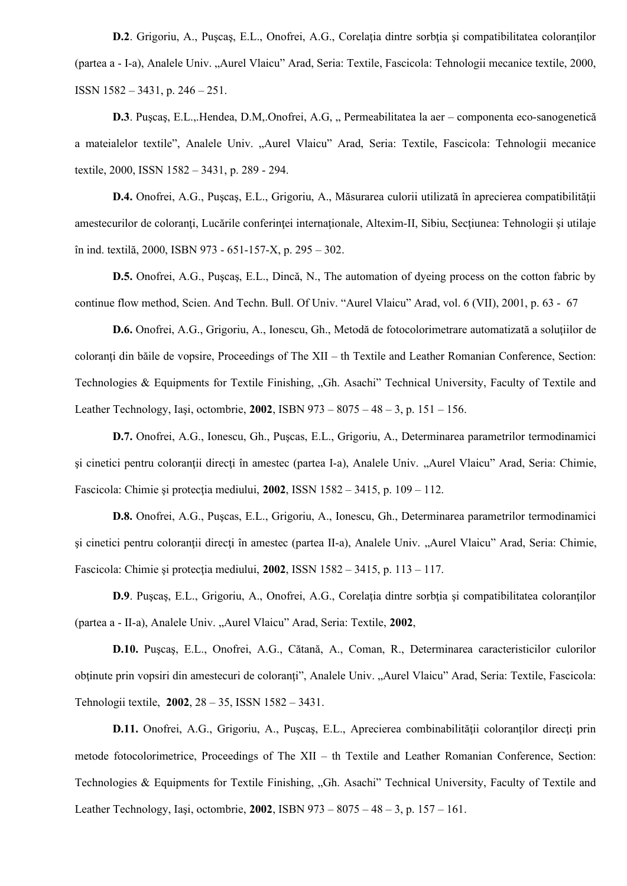**D.2**. Grigoriu, A., Puşcaş, E.L., Onofrei, A.G., Corelaţia dintre sorbţia şi compatibilitatea coloranţilor (partea a - I-a), Analele Univ. „Aurel Vlaicu" Arad, Seria: Textile, Fascicola: Tehnologii mecanice textile, 2000, ISSN 1582 – 3431, p. 246 – 251.

**D.3**. Puşcaş, E.L.,.Hendea, D.M,.Onofrei, A.G, „ Permeabilitatea la aer – componenta eco-sanogenetică a mateialelor textile", Analele Univ. „Aurel Vlaicu" Arad, Seria: Textile, Fascicola: Tehnologii mecanice textile, 2000, ISSN 1582 – 3431, p. 289 - 294.

**D.4.** Onofrei, A.G., Puşcaş, E.L., Grigoriu, A., Măsurarea culorii utilizată în aprecierea compatibilităţii amestecurilor de coloranţi, Lucările conferinţei internaţionale, Altexim-II, Sibiu, Secţiunea: Tehnologii şi utilaje în ind. textilă, 2000, ISBN 973 - 651-157-X, p. 295 – 302.

**D.5.** Onofrei, A.G., Puşcaş, E.L., Dincă, N., The automation of dyeing process on the cotton fabric by continue flow method, Scien. And Techn. Bull. Of Univ. "Aurel Vlaicu" Arad, vol. 6 (VII), 2001, p. 63 - 67

**D.6.** Onofrei, A.G., Grigoriu, A., Ionescu, Gh., Metodă de fotocolorimetrare automatizată a soluţiilor de coloranţi din băile de vopsire, Proceedings of The XII – th Textile and Leather Romanian Conference, Section: Technologies & Equipments for Textile Finishing, „Gh. Asachi" Technical University, Faculty of Textile and Leather Technology, Iaşi, octombrie, **2002**, ISBN 973 – 8075 – 48 – 3, p. 151 – 156.

**D.7.** Onofrei, A.G., Ionescu, Gh., Puşcas, E.L., Grigoriu, A., Determinarea parametrilor termodinamici şi cinetici pentru coloranţii direcţi în amestec (partea I-a), Analele Univ. „Aurel Vlaicu" Arad, Seria: Chimie, Fascicola: Chimie şi protecţia mediului, **2002**, ISSN 1582 – 3415, p. 109 – 112.

**D.8.** Onofrei, A.G., Puşcas, E.L., Grigoriu, A., Ionescu, Gh., Determinarea parametrilor termodinamici şi cinetici pentru coloranţii direcţi în amestec (partea II-a), Analele Univ. „Aurel Vlaicu" Arad, Seria: Chimie, Fascicola: Chimie şi protecţia mediului, **2002**, ISSN 1582 – 3415, p. 113 – 117.

**D.9**. Puşcaş, E.L., Grigoriu, A., Onofrei, A.G., Corelaţia dintre sorbţia şi compatibilitatea coloranţilor (partea a - II-a), Analele Univ. „Aurel Vlaicu" Arad, Seria: Textile, **2002**,

**D.10.** Puşcaş, E.L., Onofrei, A.G., Cătană, A., Coman, R., Determinarea caracteristicilor culorilor obţinute prin vopsiri din amestecuri de coloranţi", Analele Univ. „Aurel Vlaicu" Arad, Seria: Textile, Fascicola: Tehnologii textile, **2002**, 28 – 35, ISSN 1582 – 3431.

**D.11.** Onofrei, A.G., Grigoriu, A., Puşcaş, E.L., Aprecierea combinabilităţii coloranţilor direcţi prin metode fotocolorimetrice, Proceedings of The XII – th Textile and Leather Romanian Conference, Section: Technologies & Equipments for Textile Finishing, „Gh. Asachi" Technical University, Faculty of Textile and Leather Technology, Iaşi, octombrie, **2002**, ISBN 973 – 8075 – 48 – 3, p. 157 – 161.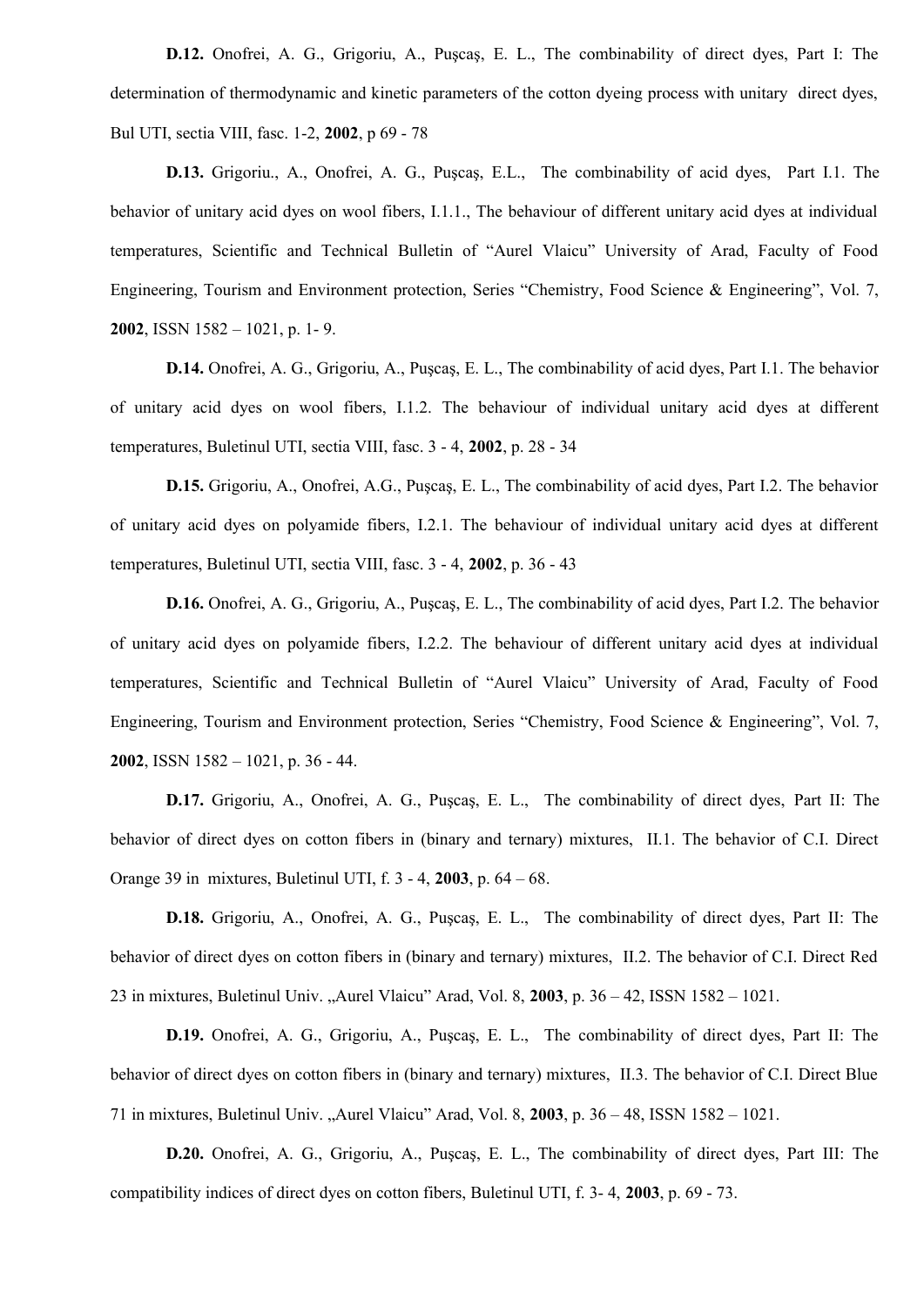**D.12.** Onofrei, A. G., Grigoriu, A., Puşcaş, E. L., The combinability of direct dyes, Part I: The determination of thermodynamic and kinetic parameters of the cotton dyeing process with unitary direct dyes, Bul UTI, sectia VIII, fasc. 1-2, **2002**, p 69 - 78

**D.13.** Grigoriu., A., Onofrei, A. G., Puşcaş, E.L., The combinability of acid dyes, Part I.1. The behavior of unitary acid dyes on wool fibers, I.1.1., The behaviour of different unitary acid dyes at individual temperatures, Scientific and Technical Bulletin of "Aurel Vlaicu" University of Arad, Faculty of Food Engineering, Tourism and Environment protection, Series "Chemistry, Food Science & Engineering", Vol. 7, **2002**, ISSN 1582 – 1021, p. 1- 9.

**D.14.** Onofrei, A. G., Grigoriu, A., Puşcaş, E. L., The combinability of acid dyes, Part I.1. The behavior of unitary acid dyes on wool fibers, I.1.2. The behaviour of individual unitary acid dyes at different temperatures, Buletinul UTI, sectia VIII, fasc. 3 - 4, **2002**, p. 28 - 34

**D.15.** Grigoriu, A., Onofrei, A.G., Puşcaş, E. L., The combinability of acid dyes, Part I.2. The behavior of unitary acid dyes on polyamide fibers, I.2.1. The behaviour of individual unitary acid dyes at different temperatures, Buletinul UTI, sectia VIII, fasc. 3 - 4, **2002**, p. 36 - 43

**D.16.** Onofrei, A. G., Grigoriu, A., Puşcaş, E. L., The combinability of acid dyes, Part I.2. The behavior of unitary acid dyes on polyamide fibers, I.2.2. The behaviour of different unitary acid dyes at individual temperatures, Scientific and Technical Bulletin of "Aurel Vlaicu" University of Arad, Faculty of Food Engineering, Tourism and Environment protection, Series "Chemistry, Food Science & Engineering", Vol. 7, **2002**, ISSN 1582 – 1021, p. 36 - 44.

**D.17.** Grigoriu, A., Onofrei, A. G., Puşcaş, E. L., The combinability of direct dyes, Part II: The behavior of direct dyes on cotton fibers in (binary and ternary) mixtures, II.1. The behavior of C.I. Direct Orange 39 in mixtures, Buletinul UTI, f. 3 - 4, **2003**, p. 64 – 68.

**D.18.** Grigoriu, A., Onofrei, A. G., Puşcaş, E. L., The combinability of direct dyes, Part II: The behavior of direct dyes on cotton fibers in (binary and ternary) mixtures, II.2. The behavior of C.I. Direct Red 23 in mixtures, Buletinul Univ. „Aurel Vlaicu" Arad, Vol. 8, **2003**, p. 36 – 42, ISSN 1582 – 1021.

**D.19.** Onofrei, A. G., Grigoriu, A., Puşcaş, E. L., The combinability of direct dyes, Part II: The behavior of direct dyes on cotton fibers in (binary and ternary) mixtures, II.3. The behavior of C.I. Direct Blue 71 in mixtures, Buletinul Univ. „Aurel Vlaicu" Arad, Vol. 8, **2003**, p. 36 – 48, ISSN 1582 – 1021.

**D.20.** Onofrei, A. G., Grigoriu, A., Puşcaş, E. L., The combinability of direct dyes, Part III: The compatibility indices of direct dyes on cotton fibers, Buletinul UTI, f. 3- 4, **2003**, p. 69 - 73.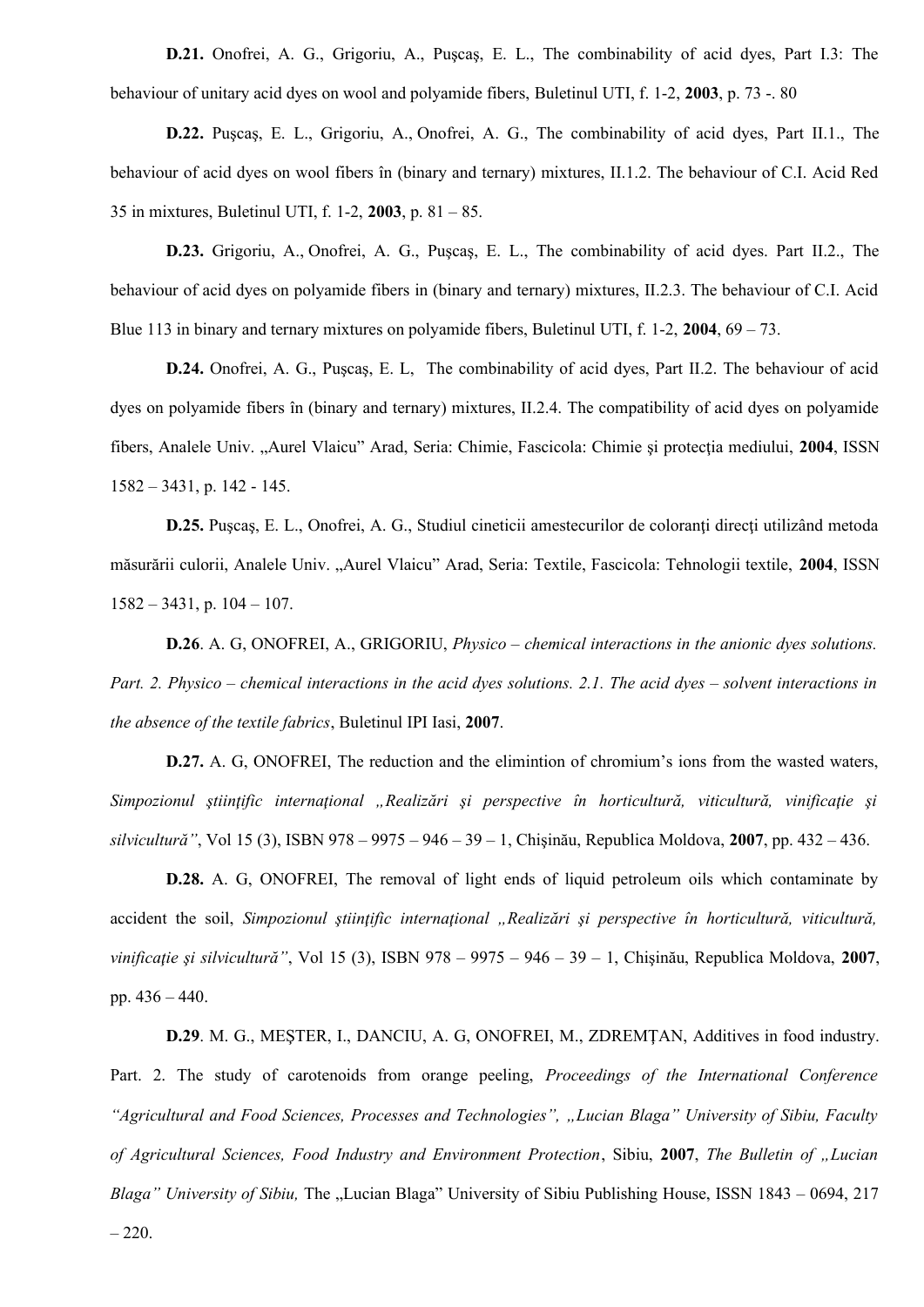**D.21.** Onofrei, A. G., Grigoriu, A., Puşcaş, E. L., The combinability of acid dyes, Part I.3: The behaviour of unitary acid dyes on wool and polyamide fibers, Buletinul UTI, f. 1-2, **2003**, p. 73 -. 80

**D.22.** Puşcaş, E. L., Grigoriu, A., Onofrei, A. G., The combinability of acid dyes, Part II.1., The behaviour of acid dyes on wool fibers în (binary and ternary) mixtures, II.1.2. The behaviour of C.I. Acid Red 35 in mixtures, Buletinul UTI, f. 1-2, **2003**, p. 81 – 85.

**D.23.** Grigoriu, A., Onofrei, A. G., Puşcaş, E. L., The combinability of acid dyes. Part II.2., The behaviour of acid dyes on polyamide fibers in (binary and ternary) mixtures, II.2.3. The behaviour of C.I. Acid Blue 113 in binary and ternary mixtures on polyamide fibers, Buletinul UTI, f. 1-2, **2004**, 69 – 73.

**D.24.** Onofrei, A. G., Puşcaş, E. L, The combinability of acid dyes, Part II.2. The behaviour of acid dyes on polyamide fibers în (binary and ternary) mixtures, II.2.4. The compatibility of acid dyes on polyamide fibers, Analele Univ. „Aurel Vlaicu" Arad, Seria: Chimie, Fascicola: Chimie şi protecţia mediului, **2004**, ISSN 1582 – 3431, p. 142 - 145.

**D.25.** Puşcaş, E. L., Onofrei, A. G., Studiul cineticii amestecurilor de coloranţi direcţi utilizând metoda măsurării culorii, Analele Univ. „Aurel Vlaicu" Arad, Seria: Textile, Fascicola: Tehnologii textile, **2004**, ISSN 1582 – 3431, p. 104 – 107.

**D.26**. A. G, ONOFREI, A., GRIGORIU, *Physico – chemical interactions in the anionic dyes solutions. Part. 2. Physico – chemical interactions in the acid dyes solutions. 2.1. The acid dyes – solvent interactions in the absence of the textile fabrics*, Buletinul IPI Iasi, **2007**.

**D.27.** A. G, ONOFREI, The reduction and the elimintion of chromium's ions from the wasted waters, *Simpozionul ştiinţific internaţional „Realizări şi perspective în horticultură, viticultură, vinificaţie şi silvicultură"*, Vol 15 (3), ISBN 978 – 9975 – 946 – 39 – 1, Chişinău, Republica Moldova, **2007**, pp. 432 – 436.

**D.28.** A. G, ONOFREI, The removal of light ends of liquid petroleum oils which contaminate by accident the soil, *Simpozionul ştiinţific internaţional „Realizări şi perspective în horticultură, viticultură, vinificaţie şi silvicultură"*, Vol 15 (3), ISBN 978 – 9975 – 946 – 39 – 1, Chişinău, Republica Moldova, **2007**, pp. 436 – 440.

**D.29**. M. G., MEŞTER, I., DANCIU, A. G, ONOFREI, M., ZDREMŢAN, Additives in food industry. Part. 2. The study of carotenoids from orange peeling, *Proceedings of the International Conference "Agricultural and Food Sciences, Processes and Technologies", „Lucian Blaga" University of Sibiu, Faculty of Agricultural Sciences, Food Industry and Environment Protection*, Sibiu, **2007**, *The Bulletin of „Lucian Blaga" University of Sibiu,* The „Lucian Blaga" University of Sibiu Publishing House, ISSN 1843 – 0694, 217 – 220.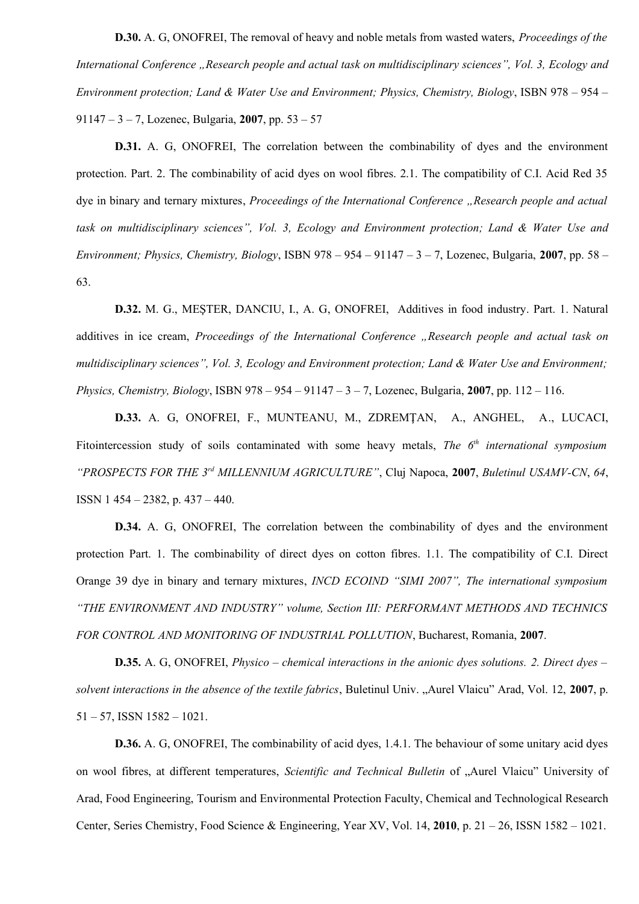**D.30.** A. G, ONOFREI, The removal of heavy and noble metals from wasted waters, *Proceedings of the International Conference „Research people and actual task on multidisciplinary sciences", Vol. 3, Ecology and Environment protection; Land & Water Use and Environment; Physics, Chemistry, Biology*, ISBN 978 – 954 – 91147 – 3 – 7, Lozenec, Bulgaria, **2007**, pp. 53 – 57

**D.31.** A. G, ONOFREI, The correlation between the combinability of dyes and the environment protection. Part. 2. The combinability of acid dyes on wool fibres. 2.1. The compatibility of C.I. Acid Red 35 dye in binary and ternary mixtures, *Proceedings of the International Conference „Research people and actual task on multidisciplinary sciences", Vol. 3, Ecology and Environment protection; Land & Water Use and Environment; Physics, Chemistry, Biology*, ISBN 978 – 954 – 91147 – 3 – 7, Lozenec, Bulgaria, **2007**, pp. 58 – 63.

**D.32.** M. G., MEŞTER, DANCIU, I., A. G, ONOFREI, Additives in food industry. Part. 1. Natural additives in ice cream, *Proceedings of the International Conference „Research people and actual task on multidisciplinary sciences", Vol. 3, Ecology and Environment protection; Land & Water Use and Environment; Physics, Chemistry, Biology*, ISBN 978 – 954 – 91147 – 3 – 7, Lozenec, Bulgaria, **2007**, pp. 112 – 116.

**D.33.** A. G, ONOFREI, F., MUNTEANU, M., ZDREMŢAN, A., ANGHEL, A., LUCACI, Fitointercession study of soils contaminated with some heavy metals, *The 6th international symposium "PROSPECTS FOR THE 3rd MILLENNIUM AGRICULTURE"*, Cluj Napoca, **2007**, *Buletinul USAMV-CN*, *64*, ISSN 1 454 – 2382, p. 437 – 440.

**D.34.** A. G, ONOFREI, The correlation between the combinability of dyes and the environment protection Part. 1. The combinability of direct dyes on cotton fibres. 1.1. The compatibility of C.I. Direct Orange 39 dye in binary and ternary mixtures, *INCD ECOIND "SIMI 2007", The international symposium "THE ENVIRONMENT AND INDUSTRY" volume, Section III: PERFORMANT METHODS AND TECHNICS FOR CONTROL AND MONITORING OF INDUSTRIAL POLLUTION*, Bucharest, Romania, **2007**.

**D.35.** A. G, ONOFREI, *Physico – chemical interactions in the anionic dyes solutions. 2. Direct dyes – solvent interactions in the absence of the textile fabrics*, Buletinul Univ. „Aurel Vlaicu" Arad, Vol. 12, **2007**, p. 51 – 57, ISSN 1582 – 1021.

**D.36.** A. G, ONOFREI, The combinability of acid dyes, 1.4.1. The behaviour of some unitary acid dyes on wool fibres, at different temperatures, *Scientific and Technical Bulletin* of „Aurel Vlaicu" University of Arad, Food Engineering, Tourism and Environmental Protection Faculty, Chemical and Technological Research Center, Series Chemistry, Food Science & Engineering, Year XV, Vol. 14, **2010**, p. 21 – 26, ISSN 1582 – 1021.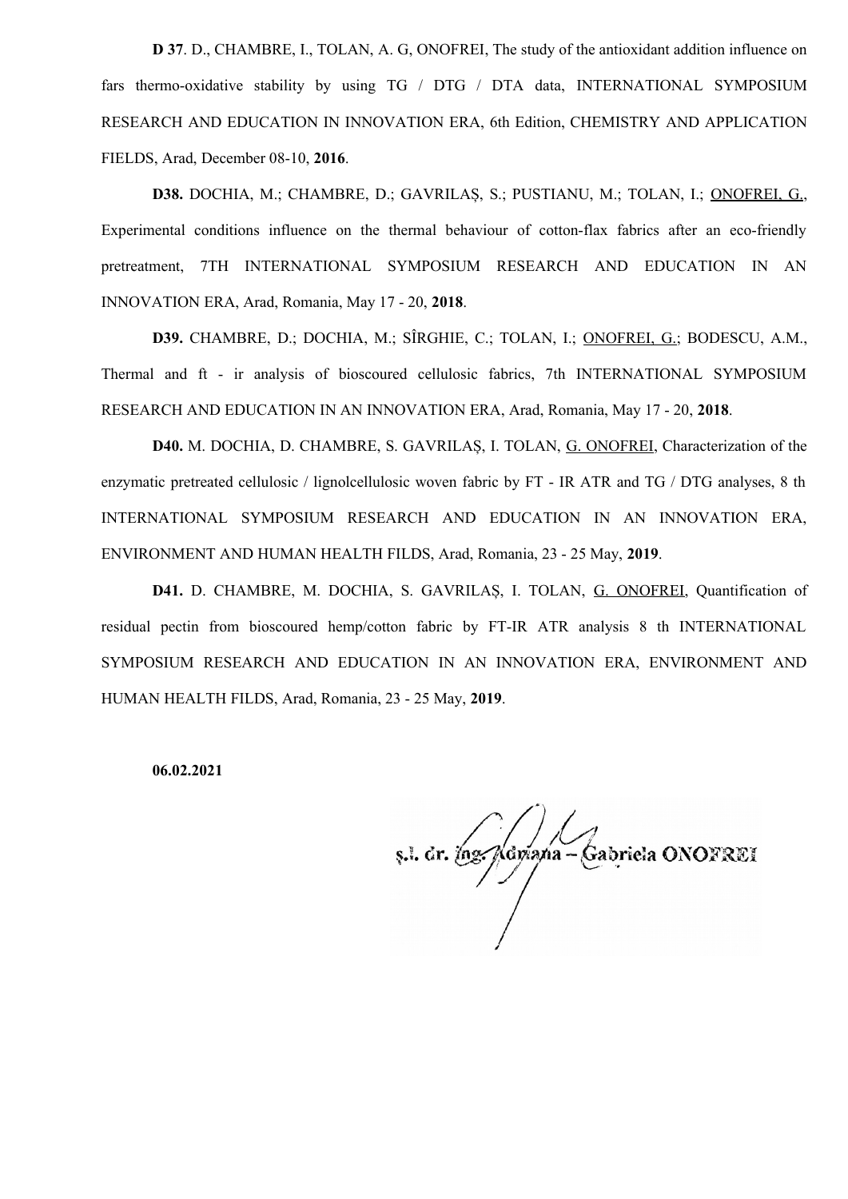**D 37**. D., CHAMBRE, I., TOLAN, A. G, ONOFREI, The study of the antioxidant addition influence on fars thermo-oxidative stability by using TG / DTG / DTA data, INTERNATIONAL SYMPOSIUM RESEARCH AND EDUCATION IN INNOVATION ERA, 6th Edition, CHEMISTRY AND APPLICATION FIELDS, Arad, December 08-10, **2016**.

**D38.** DOCHIA, M.; CHAMBRE, D.; GAVRILAȘ, S.; PUSTIANU, M.; TOLAN, I.; ONOFREI, G., Experimental conditions influence on the thermal behaviour of cotton-flax fabrics after an eco-friendly pretreatment, 7TH INTERNATIONAL SYMPOSIUM RESEARCH AND EDUCATION IN AN INNOVATION ERA, Arad, Romania, May 17 - 20, **2018**.

**D39.** CHAMBRE, D.; DOCHIA, M.; SÎRGHIE, C.; TOLAN, I.; ONOFREI, G.; BODESCU, A.M., Thermal and ft - ir analysis of bioscoured cellulosic fabrics, 7th INTERNATIONAL SYMPOSIUM RESEARCH AND EDUCATION IN AN INNOVATION ERA, Arad, Romania, May 17 - 20, **2018**.

**D40.** M. DOCHIA, D. CHAMBRE, S. GAVRILAȘ, I. TOLAN, G. ONOFREI, Characterization of the enzymatic pretreated cellulosic / lignolcellulosic woven fabric by FT - IR ATR and TG / DTG analyses, 8 th INTERNATIONAL SYMPOSIUM RESEARCH AND EDUCATION IN AN INNOVATION ERA, ENVIRONMENT AND HUMAN HEALTH FILDS, Arad, Romania, 23 - 25 May, **2019**.

**D41.** D. CHAMBRE, M. DOCHIA, S. GAVRILAȘ, I. TOLAN, G. ONOFREI, Quantification of residual pectin from bioscoured hemp/cotton fabric by FT-IR ATR analysis 8 th INTERNATIONAL SYMPOSIUM RESEARCH AND EDUCATION IN AN INNOVATION ERA, ENVIRONMENT AND HUMAN HEALTH FILDS, Arad, Romania, 23 - 25 May, **2019**.

**06.02.2021**

ș.l. dr. ing. Adriana – Gabriela ONOFREI